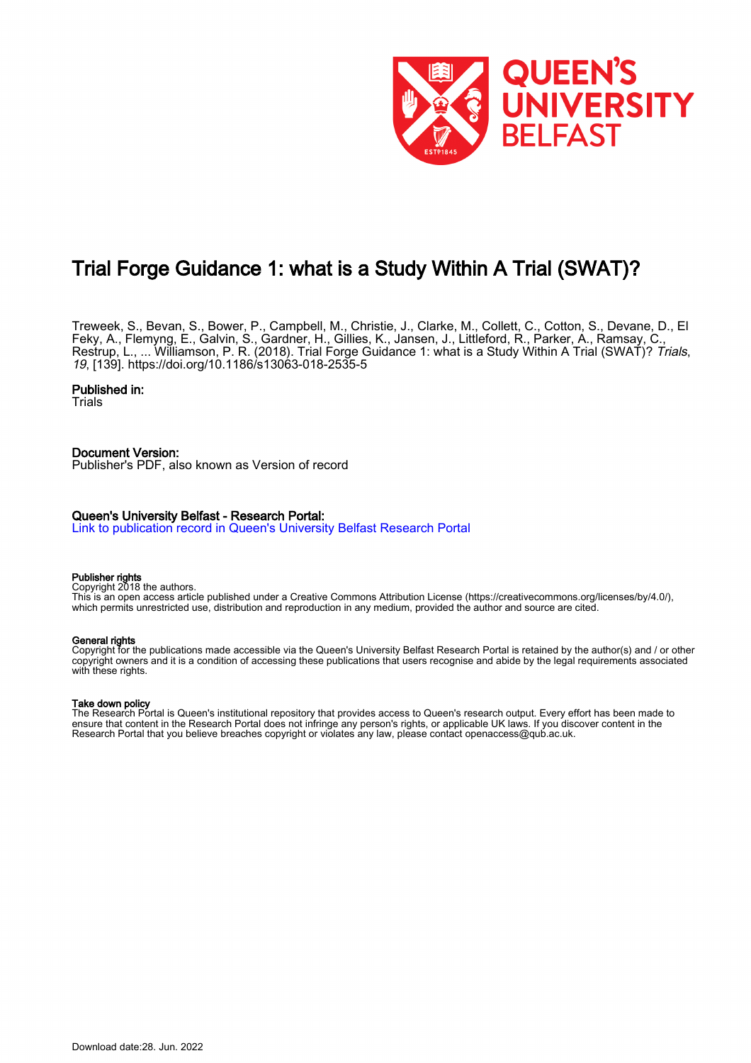# Trial Forge Guidance 1: what is a Study Within A Trial (SWAT)?

Treweek, S., Bevan, S., Bower, P., Campbell, M., Christie, J., Clarke, M., Collett, C., Cotton, S., Devane, D., El Feky, A., Flemyng, E., Galvin, S., Gardner, H., Gillies, K., Jansen, J., Littleford, R., Parker, A., Ramsay, C., Restrup, L., ... Williamson, P. R. (2018). Trial Forge Guidance 1: what is a Study Within A Trial (SWAT)? *Trials*, *19*, [139]. https://doi.org/10.1186/s13063-018-2535-5

**Published in:**
Trials

**Document Version:**
Publisher's PDF, also known as Version of record

**Queen's University Belfast - Research Portal:**
[Link to publication record in Queen's University Belfast Research Portal]

**Publisher rights**
Copyright 2018 the authors.
This is an open access article published under a Creative Commons Attribution License (https://creativecommons.org/licenses/by/4.0/), which permits unrestricted use, distribution and reproduction in any medium, provided the author and source are cited.

**General rights**
Copyright for the publications made accessible via the Queen's University Belfast Research Portal is retained by the author(s) and / or other copyright owners and it is a condition of accessing these publications that users recognise and abide by the legal requirements associated with these rights.

**Take down policy**
The Research Portal is Queen's institutional repository that provides access to Queen's research output. Every effort has been made to ensure that content in the Research Portal does not infringe any person's rights, or applicable UK laws. If you discover content in the Research Portal that you believe breaches copyright or violates any law, please contact openaccess@qub.ac.uk.

Download date:28. Jun. 2022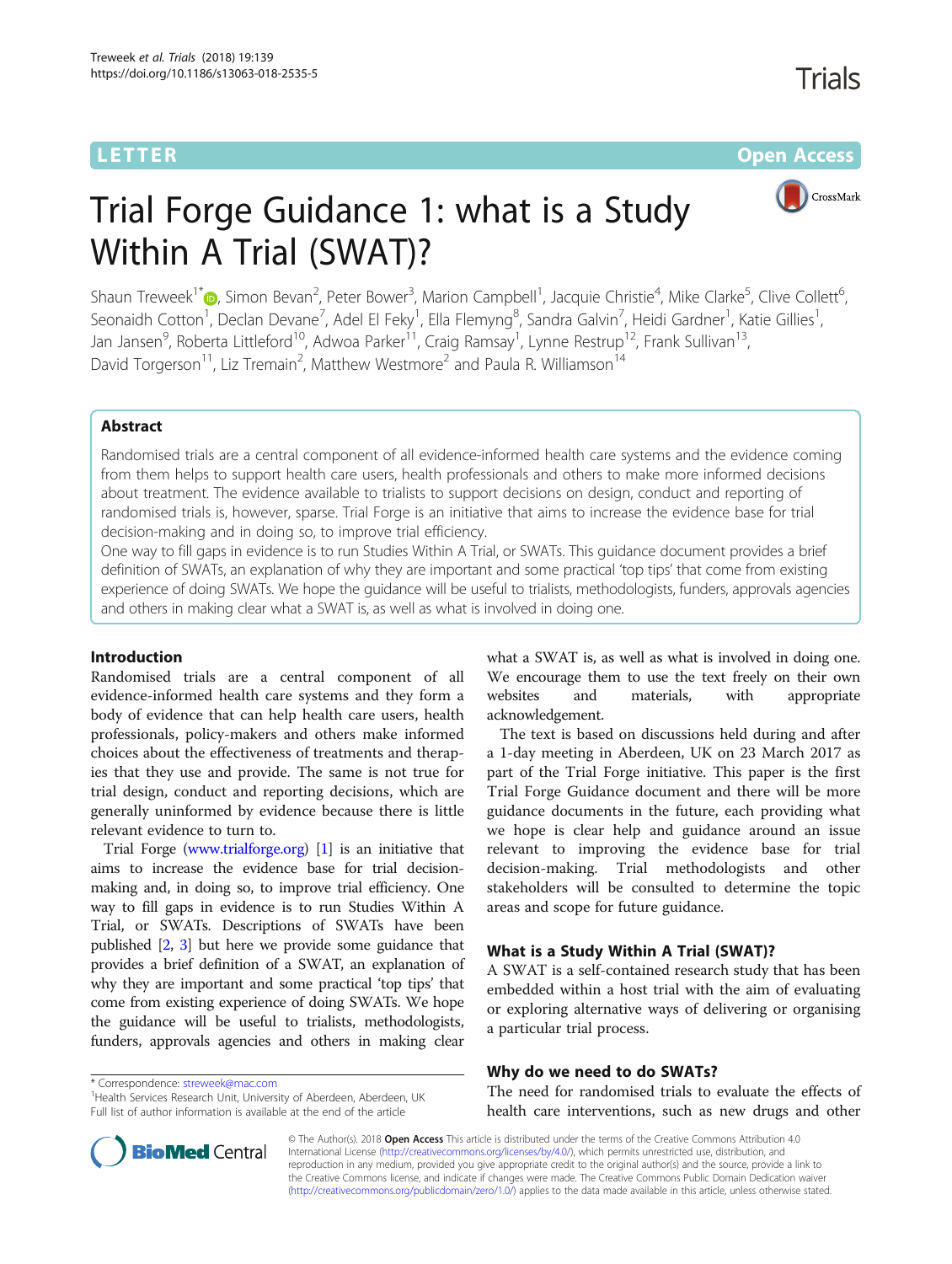# Trial Forge Guidance 1: what is a Study Within A Trial (SWAT)?

Shaun Treweek[1*], Simon Bevan[2], Peter Bower[3], Marion Campbell[1], Jacquie Christie[4], Mike Clarke[5], Clive Collett[6], Seonaidh Cotton[1], Declan Devane[7], Adel El Feky[1], Ella Flemyng[8], Sandra Galvin[7], Heidi Gardner[1], Katie Gillies[1], Jan Jansen[9], Roberta Littleford[10], Adwoa Parker[11], Craig Ramsay[1], Lynne Restrup[12], Frank Sullivan[13], David Torgerson[11], Liz Tremain[2], Matthew Westmore[2] and Paula R. Williamson[14]

## Abstract

Randomised trials are a central component of all evidence-informed health care systems and the evidence coming from them helps to support health care users, health professionals and others to make more informed decisions about treatment. The evidence available to trialists to support decisions on design, conduct and reporting of randomised trials is, however, sparse. Trial Forge is an initiative that aims to increase the evidence base for trial decision-making and in doing so, to improve trial efficiency.

One way to fill gaps in evidence is to run Studies Within A Trial, or SWATs. This guidance document provides a brief definition of SWATs, an explanation of why they are important and some practical 'top tips' that come from existing experience of doing SWATs. We hope the guidance will be useful to trialists, methodologists, funders, approvals agencies and others in making clear what a SWAT is, as well as what is involved in doing one.

## Introduction

Randomised trials are a central component of all evidence-informed health care systems and they form a body of evidence that can help health care users, health professionals, policy-makers and others make informed choices about the effectiveness of treatments and therapies that they use and provide. The same is not true for trial design, conduct and reporting decisions, which are generally uninformed by evidence because there is little relevant evidence to turn to.

Trial Forge (www.trialforge.org) [1] is an initiative that aims to increase the evidence base for trial decision-making and, in doing so, to improve trial efficiency. One way to fill gaps in evidence is to run Studies Within A Trial, or SWATs. Descriptions of SWATs have been published [2, 3] but here we provide some guidance that provides a brief definition of a SWAT, an explanation of why they are important and some practical 'top tips' that come from existing experience of doing SWATs. We hope the guidance will be useful to trialists, methodologists, funders, approvals agencies and others in making clear what a SWAT is, as well as what is involved in doing one. We encourage them to use the text freely on their own websites and materials, with appropriate acknowledgement.

The text is based on discussions held during and after a 1-day meeting in Aberdeen, UK on 23 March 2017 as part of the Trial Forge initiative. This paper is the first Trial Forge Guidance document and there will be more guidance documents in the future, each providing what we hope is clear help and guidance around an issue relevant to improving the evidence base for trial decision-making. Trial methodologists and other stakeholders will be consulted to determine the topic areas and scope for future guidance.

## What is a Study Within A Trial (SWAT)?

A SWAT is a self-contained research study that has been embedded within a host trial with the aim of evaluating or exploring alternative ways of delivering or organising a particular trial process.

## Why do we need to do SWATs?

The need for randomised trials to evaluate the effects of health care interventions, such as new drugs and other

\* Correspondence: streweek@mac.com
[1]Health Services Research Unit, University of Aberdeen, Aberdeen, UK
Full list of author information is available at the end of the article

© The Author(s). 2018 **Open Access** This article is distributed under the terms of the Creative Commons Attribution 4.0 International License (http://creativecommons.org/licenses/by/4.0/), which permits unrestricted use, distribution, and reproduction in any medium, provided you give appropriate credit to the original author(s) and the source, provide a link to the Creative Commons license, and indicate if changes were made. The Creative Commons Public Domain Dedication waiver (http://creativecommons.org/publicdomain/zero/1.0/) applies to the data made available in this article, unless otherwise stated.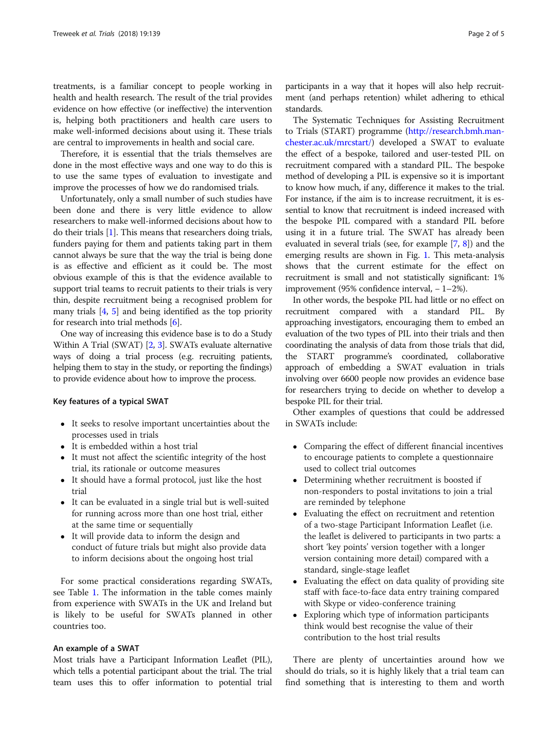treatments, is a familiar concept to people working in health and health research. The result of the trial provides evidence on how effective (or ineffective) the intervention is, helping both practitioners and health care users to make well-informed decisions about using it. These trials are central to improvements in health and social care.

Therefore, it is essential that the trials themselves are done in the most effective ways and one way to do this is to use the same types of evaluation to investigate and improve the processes of how we do randomised trials.

Unfortunately, only a small number of such studies have been done and there is very little evidence to allow researchers to make well-informed decisions about how to do their trials [1]. This means that researchers doing trials, funders paying for them and patients taking part in them cannot always be sure that the way the trial is being done is as effective and efficient as it could be. The most obvious example of this is that the evidence available to support trial teams to recruit patients to their trials is very thin, despite recruitment being a recognised problem for many trials [4, 5] and being identified as the top priority for research into trial methods [6].

One way of increasing this evidence base is to do a Study Within A Trial (SWAT) [2, 3]. SWATs evaluate alternative ways of doing a trial process (e.g. recruiting patients, helping them to stay in the study, or reporting the findings) to provide evidence about how to improve the process.

#### Key features of a typical SWAT

- It seeks to resolve important uncertainties about the processes used in trials
- It is embedded within a host trial
- It must not affect the scientific integrity of the host trial, its rationale or outcome measures
- It should have a formal protocol, just like the host trial
- It can be evaluated in a single trial but is well-suited for running across more than one host trial, either at the same time or sequentially
- It will provide data to inform the design and conduct of future trials but might also provide data to inform decisions about the ongoing host trial

For some practical considerations regarding SWATs, see Table 1. The information in the table comes mainly from experience with SWATs in the UK and Ireland but is likely to be useful for SWATs planned in other countries too.

#### An example of a SWAT

Most trials have a Participant Information Leaflet (PIL), which tells a potential participant about the trial. The trial team uses this to offer information to potential trial participants in a way that it hopes will also help recruitment (and perhaps retention) whilst adhering to ethical standards.

The Systematic Techniques for Assisting Recruitment to Trials (START) programme (http://research.bmh.manchester.ac.uk/mrcstart/) developed a SWAT to evaluate the effect of a bespoke, tailored and user-tested PIL on recruitment compared with a standard PIL. The bespoke method of developing a PIL is expensive so it is important to know how much, if any, difference it makes to the trial. For instance, if the aim is to increase recruitment, it is essential to know that recruitment is indeed increased with the bespoke PIL compared with a standard PIL before using it in a future trial. The SWAT has already been evaluated in several trials (see, for example [7, 8]) and the emerging results are shown in Fig. 1. This meta-analysis shows that the current estimate for the effect on recruitment is small and not statistically significant: 1% improvement (95% confidence interval, − 1–2%).

In other words, the bespoke PIL had little or no effect on recruitment compared with a standard PIL. By approaching investigators, encouraging them to embed an evaluation of the two types of PIL into their trials and then coordinating the analysis of data from those trials that did, the START programme's coordinated, collaborative approach of embedding a SWAT evaluation in trials involving over 6600 people now provides an evidence base for researchers trying to decide on whether to develop a bespoke PIL for their trial.

Other examples of questions that could be addressed in SWATs include:

- Comparing the effect of different financial incentives to encourage patients to complete a questionnaire used to collect trial outcomes
- Determining whether recruitment is boosted if non-responders to postal invitations to join a trial are reminded by telephone
- Evaluating the effect on recruitment and retention of a two-stage Participant Information Leaflet (i.e. the leaflet is delivered to participants in two parts: a short 'key points' version together with a longer version containing more detail) compared with a standard, single-stage leaflet
- Evaluating the effect on data quality of providing site staff with face-to-face data entry training compared with Skype or video-conference training
- Exploring which type of information participants think would best recognise the value of their contribution to the host trial results

There are plenty of uncertainties around how we should do trials, so it is highly likely that a trial team can find something that is interesting to them and worth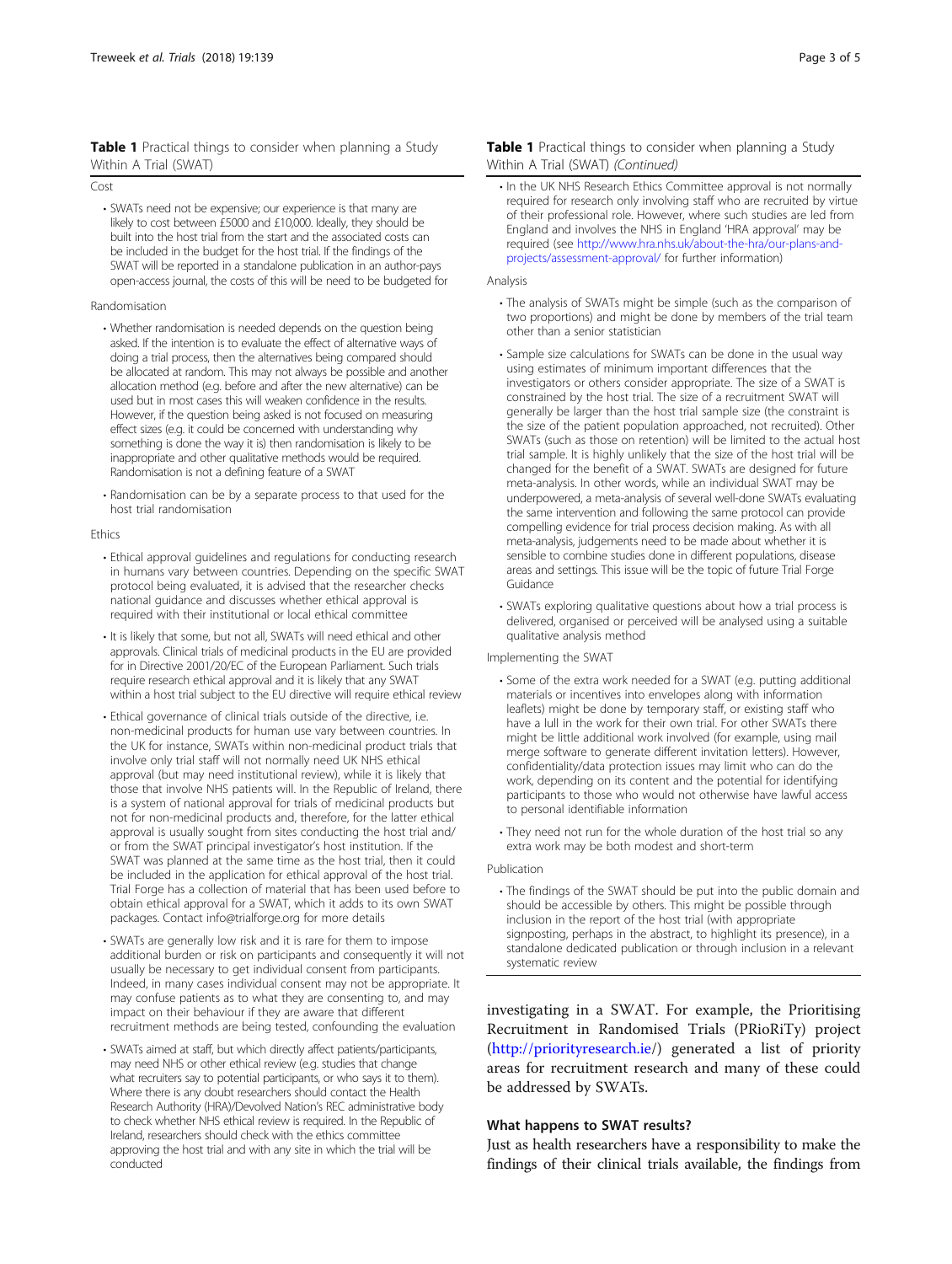**Table 1** Practical things to consider when planning a Study Within A Trial (SWAT)

Cost

- SWATs need not be expensive; our experience is that many are likely to cost between £5000 and £10,000. Ideally, they should be built into the host trial from the start and the associated costs can be included in the budget for the host trial. If the findings of the SWAT will be reported in a standalone publication in an author-pays open-access journal, the costs of this will be need to be budgeted for

Randomisation

- Whether randomisation is needed depends on the question being asked. If the intention is to evaluate the effect of alternative ways of doing a trial process, then the alternatives being compared should be allocated at random. This may not always be possible and another allocation method (e.g. before and after the new alternative) can be used but in most cases this will weaken confidence in the results. However, if the question being asked is not focused on measuring effect sizes (e.g. it could be concerned with understanding why something is done the way it is) then randomisation is likely to be inappropriate and other qualitative methods would be required. Randomisation is not a defining feature of a SWAT
- Randomisation can be by a separate process to that used for the host trial randomisation

Ethics

- Ethical approval guidelines and regulations for conducting research in humans vary between countries. Depending on the specific SWAT protocol being evaluated, it is advised that the researcher checks national guidance and discusses whether ethical approval is required with their institutional or local ethical committee
- It is likely that some, but not all, SWATs will need ethical and other approvals. Clinical trials of medicinal products in the EU are provided for in Directive 2001/20/EC of the European Parliament. Such trials require research ethical approval and it is likely that any SWAT within a host trial subject to the EU directive will require ethical review
- Ethical governance of clinical trials outside of the directive, i.e. non-medicinal products for human use vary between countries. In the UK for instance, SWATs within non-medicinal product trials that involve only trial staff will not normally need UK NHS ethical approval (but may need institutional review), while it is likely that those that involve NHS patients will. In the Republic of Ireland, there is a system of national approval for trials of medicinal products but not for non-medicinal products and, therefore, for the latter ethical approval is usually sought from sites conducting the host trial and/or from the SWAT principal investigator's host institution. If the SWAT was planned at the same time as the host trial, then it could be included in the application for ethical approval of the host trial. Trial Forge has a collection of material that has been used before to obtain ethical approval for a SWAT, which it adds to its own SWAT packages. Contact info@trialforge.org for more details
- SWATs are generally low risk and it is rare for them to impose additional burden or risk on participants and consequently it will not usually be necessary to get individual consent from participants. Indeed, in many cases individual consent may not be appropriate. It may confuse patients as to what they are consenting to, and may impact on their behaviour if they are aware that different recruitment methods are being tested, confounding the evaluation
- SWATs aimed at staff, but which directly affect patients/participants, may need NHS or other ethical review (e.g. studies that change what recruiters say to potential participants, or who says it to them). Where there is any doubt researchers should contact the Health Research Authority (HRA)/Devolved Nation's REC administrative body to check whether NHS ethical review is required. In the Republic of Ireland, researchers should check with the ethics committee approving the host trial and with any site in which the trial will be conducted

**Table 1** Practical things to consider when planning a Study Within A Trial (SWAT) *(Continued)*

- In the UK NHS Research Ethics Committee approval is not normally required for research only involving staff who are recruited by virtue of their professional role. However, where such studies are led from England and involves the NHS in England 'HRA approval' may be required (see http://www.hra.nhs.uk/about-the-hra/our-plans-and-projects/assessment-approval/ for further information)

Analysis

- The analysis of SWATs might be simple (such as the comparison of two proportions) and might be done by members of the trial team other than a senior statistician
- Sample size calculations for SWATs can be done in the usual way using estimates of minimum important differences that the investigators or others consider appropriate. The size of a SWAT is constrained by the host trial. The size of a recruitment SWAT will generally be larger than the host trial sample size (the constraint is the size of the patient population approached, not recruited). Other SWATs (such as those on retention) will be limited to the actual host trial sample. It is highly unlikely that the size of the host trial will be changed for the benefit of a SWAT. SWATs are designed for future meta-analysis. In other words, while an individual SWAT may be underpowered, a meta-analysis of several well-done SWATs evaluating the same intervention and following the same protocol can provide compelling evidence for trial process decision making. As with all meta-analysis, judgements need to be made about whether it is sensible to combine studies done in different populations, disease areas and settings. This issue will be the topic of future Trial Forge Guidance
- SWATs exploring qualitative questions about how a trial process is delivered, organised or perceived will be analysed using a suitable qualitative analysis method

Implementing the SWAT

- Some of the extra work needed for a SWAT (e.g. putting additional materials or incentives into envelopes along with information leaflets) might be done by temporary staff, or existing staff who have a lull in the work for their own trial. For other SWATs there might be little additional work involved (for example, using mail merge software to generate different invitation letters). However, confidentiality/data protection issues may limit who can do the work, depending on its content and the potential for identifying participants to those who would not otherwise have lawful access to personal identifiable information
- They need not run for the whole duration of the host trial so any extra work may be both modest and short-term

Publication

- The findings of the SWAT should be put into the public domain and should be accessible by others. This might be possible through inclusion in the report of the host trial (with appropriate signposting, perhaps in the abstract, to highlight its presence), in a standalone dedicated publication or through inclusion in a relevant systematic review

investigating in a SWAT. For example, the Prioritising Recruitment in Randomised Trials (PRioRiTy) project (http://priorityresearch.ie/) generated a list of priority areas for recruitment research and many of these could be addressed by SWATs.

## What happens to SWAT results?

Just as health researchers have a responsibility to make the findings of their clinical trials available, the findings from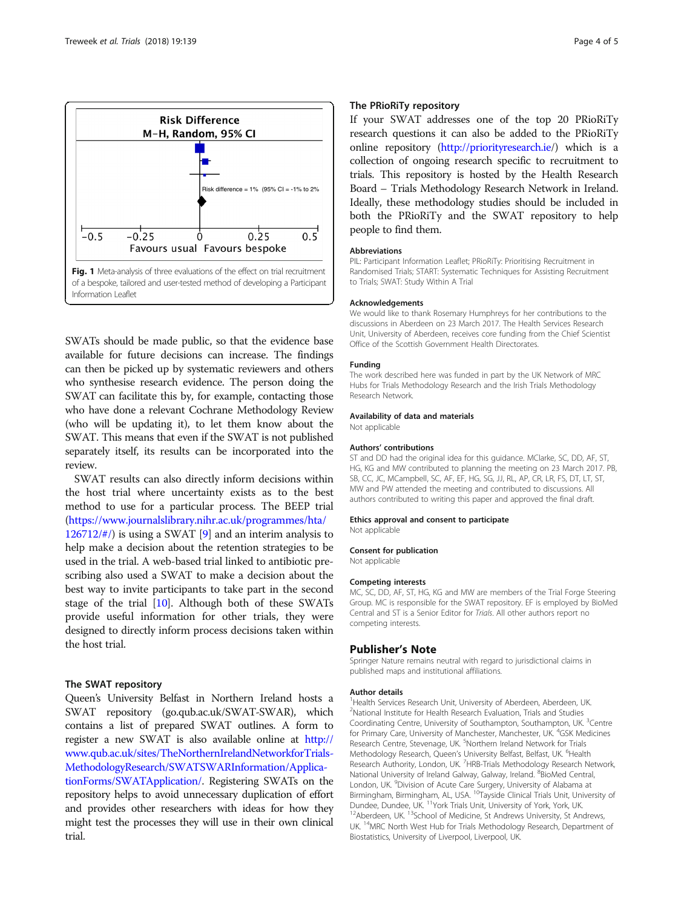Fig. 1 Meta-analysis of three evaluations of the effect on trial recruitment of a bespoke, tailored and user-tested method of developing a Participant Information Leaflet

SWATs should be made public, so that the evidence base available for future decisions can increase. The findings can then be picked up by systematic reviewers and others who synthesise research evidence. The person doing the SWAT can facilitate this by, for example, contacting those who have done a relevant Cochrane Methodology Review (who will be updating it), to let them know about the SWAT. This means that even if the SWAT is not published separately itself, its results can be incorporated into the review.

SWAT results can also directly inform decisions within the host trial where uncertainty exists as to the best method to use for a particular process. The BEEP trial (https://www.journalslibrary.nihr.ac.uk/programmes/hta/126712/#/) is using a SWAT [9] and an interim analysis to help make a decision about the retention strategies to be used in the trial. A web-based trial linked to antibiotic prescribing also used a SWAT to make a decision about the best way to invite participants to take part in the second stage of the trial [10]. Although both of these SWATs provide useful information for other trials, they were designed to directly inform process decisions taken within the host trial.

## The SWAT repository

Queen's University Belfast in Northern Ireland hosts a SWAT repository (go.qub.ac.uk/SWAT-SWAR), which contains a list of prepared SWAT outlines. A form to register a new SWAT is also available online at http://www.qub.ac.uk/sites/TheNorthernIrelandNetworkforTrialsMethodologyResearch/SWATSWARInformation/ApplicationForms/SWATApplication/. Registering SWATs on the repository helps to avoid unnecessary duplication of effort and provides other researchers with ideas for how they might test the processes they will use in their own clinical trial.

## The PRioRiTy repository

If your SWAT addresses one of the top 20 PRioRiTy research questions it can also be added to the PRioRiTy online repository (http://priorityresearch.ie/) which is a collection of ongoing research specific to recruitment to trials. This repository is hosted by the Health Research Board – Trials Methodology Research Network in Ireland. Ideally, these methodology studies should be included in both the PRioRiTy and the SWAT repository to help people to find them.

### Abbreviations

PIL: Participant Information Leaflet; PRioRiTy: Prioritising Recruitment in Randomised Trials; START: Systematic Techniques for Assisting Recruitment to Trials; SWAT: Study Within A Trial

### Acknowledgements

We would like to thank Rosemary Humphreys for her contributions to the discussions in Aberdeen on 23 March 2017. The Health Services Research Unit, University of Aberdeen, receives core funding from the Chief Scientist Office of the Scottish Government Health Directorates.

### Funding

The work described here was funded in part by the UK Network of MRC Hubs for Trials Methodology Research and the Irish Trials Methodology Research Network.

### Availability of data and materials

Not applicable

### Authors' contributions

ST and DD had the original idea for this guidance. MClarke, SC, DD, AF, ST, HG, KG and MW contributed to planning the meeting on 23 March 2017. PB, SB, CC, JC, MCampbell, SC, AF, EF, HG, SG, JJ, RL, AP, CR, LR, FS, DT, LT, ST, MW and PW attended the meeting and contributed to discussions. All authors contributed to writing this paper and approved the final draft.

### Ethics approval and consent to participate

Not applicable

### Consent for publication

Not applicable

### Competing interests

MC, SC, DD, AF, ST, HG, KG and MW are members of the Trial Forge Steering Group. MC is responsible for the SWAT repository. EF is employed by BioMed Central and ST is a Senior Editor for *Trials*. All other authors report no competing interests.

## Publisher's Note

Springer Nature remains neutral with regard to jurisdictional claims in published maps and institutional affiliations.

### Author details

[1]Health Services Research Unit, University of Aberdeen, Aberdeen, UK. [2]National Institute for Health Research Evaluation, Trials and Studies Coordinating Centre, University of Southampton, Southampton, UK. [3]Centre for Primary Care, University of Manchester, Manchester, UK. [4]GSK Medicines Research Centre, Stevenage, UK. [5]Northern Ireland Network for Trials Methodology Research, Queen's University Belfast, Belfast, UK. [6]Health Research Authority, London, UK. [7]HRB-Trials Methodology Research Network, National University of Ireland Galway, Galway, Ireland. [8]BioMed Central, London, UK. [9]Division of Acute Care Surgery, University of Alabama at Birmingham, Birmingham, AL, USA. [10]Tayside Clinical Trials Unit, University of Dundee, Dundee, UK. [11]York Trials Unit, University of York, York, UK. [12]Aberdeen, UK. [13]School of Medicine, St Andrews University, St Andrews, UK. [14]MRC North West Hub for Trials Methodology Research, Department of Biostatistics, University of Liverpool, Liverpool, UK.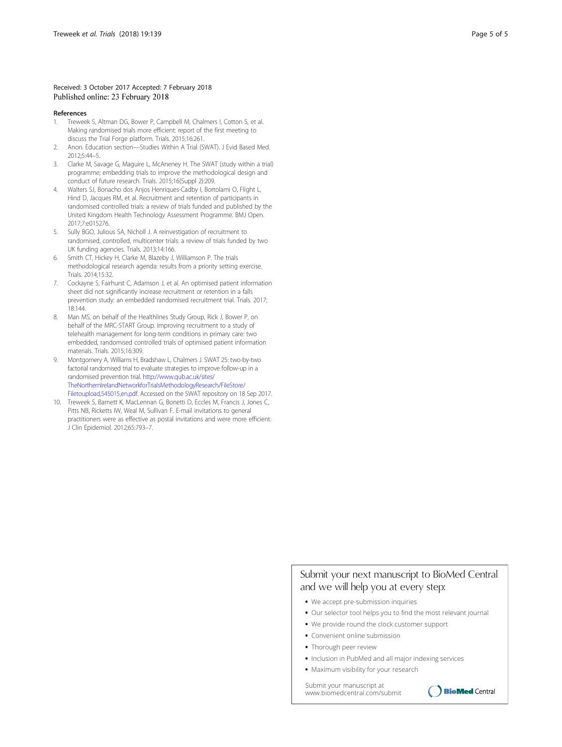Received: 3 October 2017 Accepted: 7 February 2018
Published online: 23 February 2018

## References

1. Treweek S, Altman DG, Bower P, Campbell M, Chalmers I, Cotton S, et al. Making randomised trials more efficient: report of the first meeting to discuss the Trial Forge platform. Trials. 2015;16:261.
2. Anon. Education section—Studies Within A Trial (SWAT). J Evid Based Med. 2012;5:44–5.
3. Clarke M, Savage G, Maguire L, McAneney H. The SWAT (study within a trial) programme; embedding trials to improve the methodological design and conduct of future research. Trials. 2015;16(Suppl 2):209.
4. Walters SJ, Bonacho dos Anjos Henriques-Cadby I, Bortolami O, Flight L, Hind D, Jacques RM, et al. Recruitment and retention of participants in randomised controlled trials: a review of trials funded and published by the United Kingdom Health Technology Assessment Programme. BMJ Open. 2017;7:e015276.
5. Sully BGO, Julious SA, Nicholl J. A reinvestigation of recruitment to randomised, controlled, multicenter trials: a review of trials funded by two UK funding agencies. Trials. 2013;14:166.
6. Smith CT, Hickey H, Clarke M, Blazeby J, Williamson P. The trials methodological research agenda: results from a priority setting exercise. Trials. 2014;15:32.
7. Cockayne S, Fairhurst C, Adamson J, et al. An optimised patient information sheet did not significantly increase recruitment or retention in a falls prevention study: an embedded randomised recruitment trial. Trials. 2017; 18:144.
8. Man MS, on behalf of the Healthlines Study Group, Rick J, Bower P, on behalf of the MRC-START Group. Improving recruitment to a study of telehealth management for long-term conditions in primary care: two embedded, randomised controlled trials of optimised patient information materials. Trials. 2015;16:309.
9. Montgomery A, Williams H, Bradshaw L, Chalmers J. SWAT 25: two-by-two factorial randomised trial to evaluate strategies to improve follow-up in a randomised prevention trial. http://www.qub.ac.uk/sites/TheNorthernIrelandNetworkforTrialsMethodologyResearch/FileStore/Filetoupload,545015,en.pdf. Accessed on the SWAT repository on 18 Sep 2017.
10. Treweek S, Barnett K, MacLennan G, Bonetti D, Eccles M, Francis J, Jones C, Pitts NB, Ricketts IW, Weal M, Sullivan F. E-mail invitations to general practitioners were as effective as postal invitations and were more efficient. J Clin Epidemiol. 2012;65:793–7.

Submit your next manuscript to BioMed Central and we will help you at every step:

- We accept pre-submission inquiries
- Our selector tool helps you to find the most relevant journal
- We provide round the clock customer support
- Convenient online submission
- Thorough peer review
- Inclusion in PubMed and all major indexing services
- Maximum visibility for your research

Submit your manuscript at
www.biomedcentral.com/submit

BioMed Central